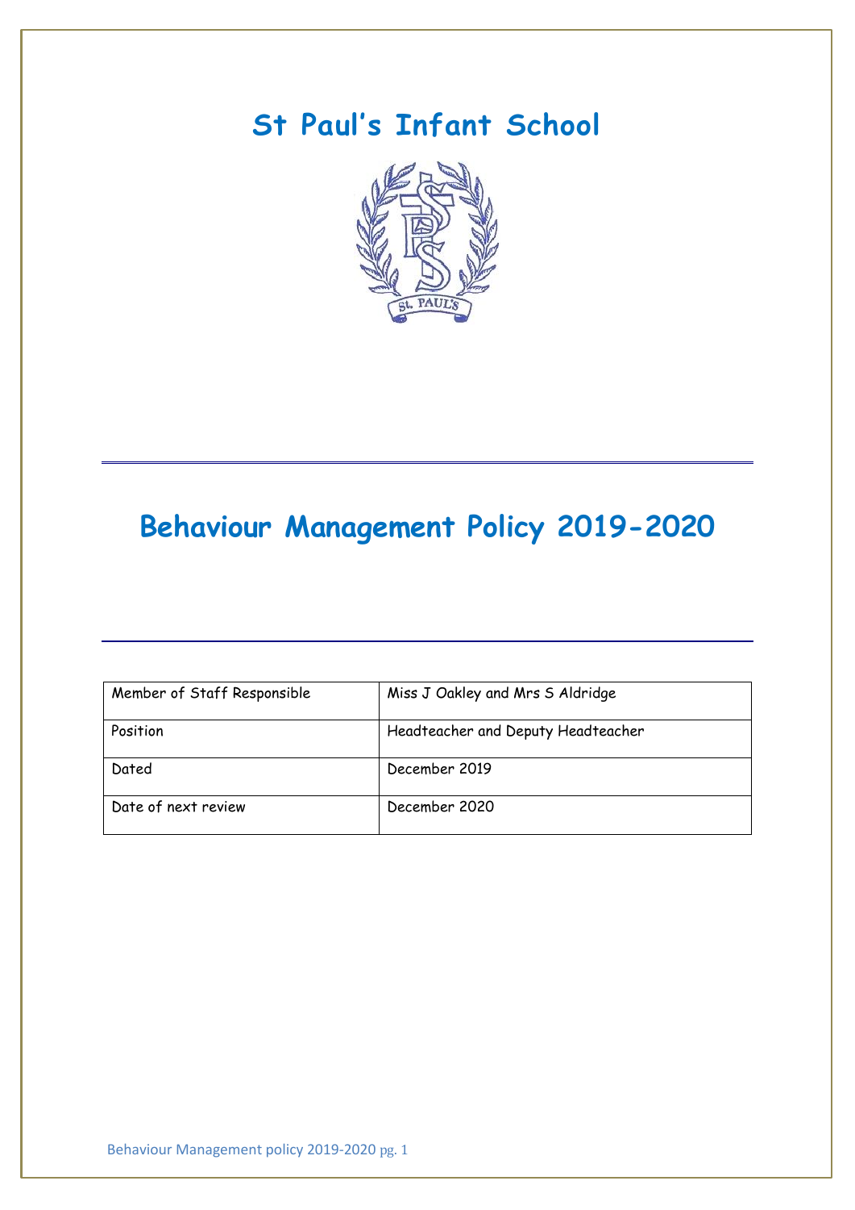# St Paul's Infant School

# Behaviour Management Policy 2019-2020

| Member of Staff Responsible | Miss J Oakley and Mrs S Aldridge |
|---|---|
| Position | Headteacher and Deputy Headteacher |
| Dated | December 2019 |
| Date of next review | December 2020 |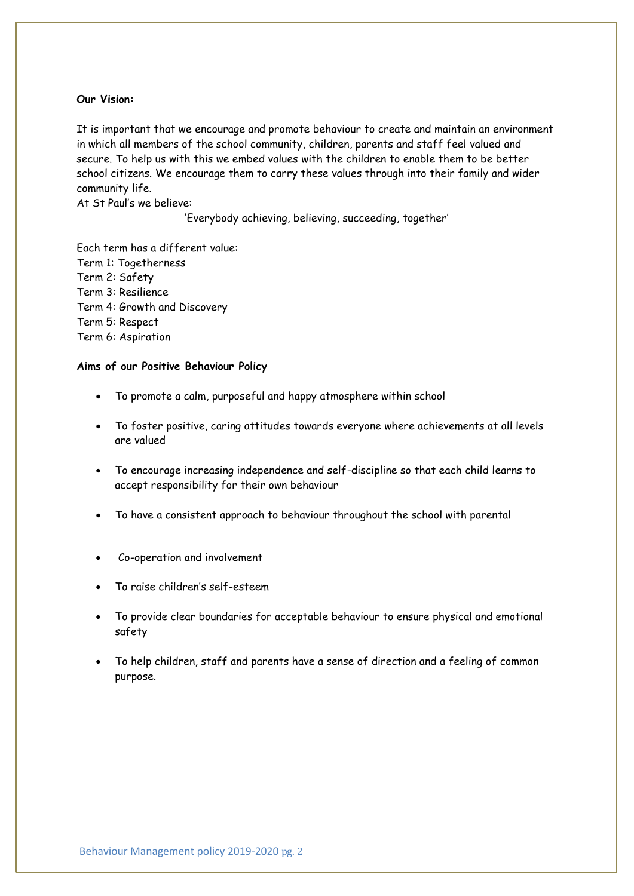**Our Vision:**

It is important that we encourage and promote behaviour to create and maintain an environment in which all members of the school community, children, parents and staff feel valued and secure. To help us with this we embed values with the children to enable them to be better school citizens. We encourage them to carry these values through into their family and wider community life.

At St Paul's we believe:

'Everybody achieving, believing, succeeding, together'

Each term has a different value:
Term 1: Togetherness
Term 2: Safety
Term 3: Resilience
Term 4: Growth and Discovery
Term 5: Respect
Term 6: Aspiration

**Aims of our Positive Behaviour Policy**

- To promote a calm, purposeful and happy atmosphere within school
- To foster positive, caring attitudes towards everyone where achievements at all levels are valued
- To encourage increasing independence and self-discipline so that each child learns to accept responsibility for their own behaviour
- To have a consistent approach to behaviour throughout the school with parental
- Co-operation and involvement
- To raise children's self-esteem
- To provide clear boundaries for acceptable behaviour to ensure physical and emotional safety
- To help children, staff and parents have a sense of direction and a feeling of common purpose.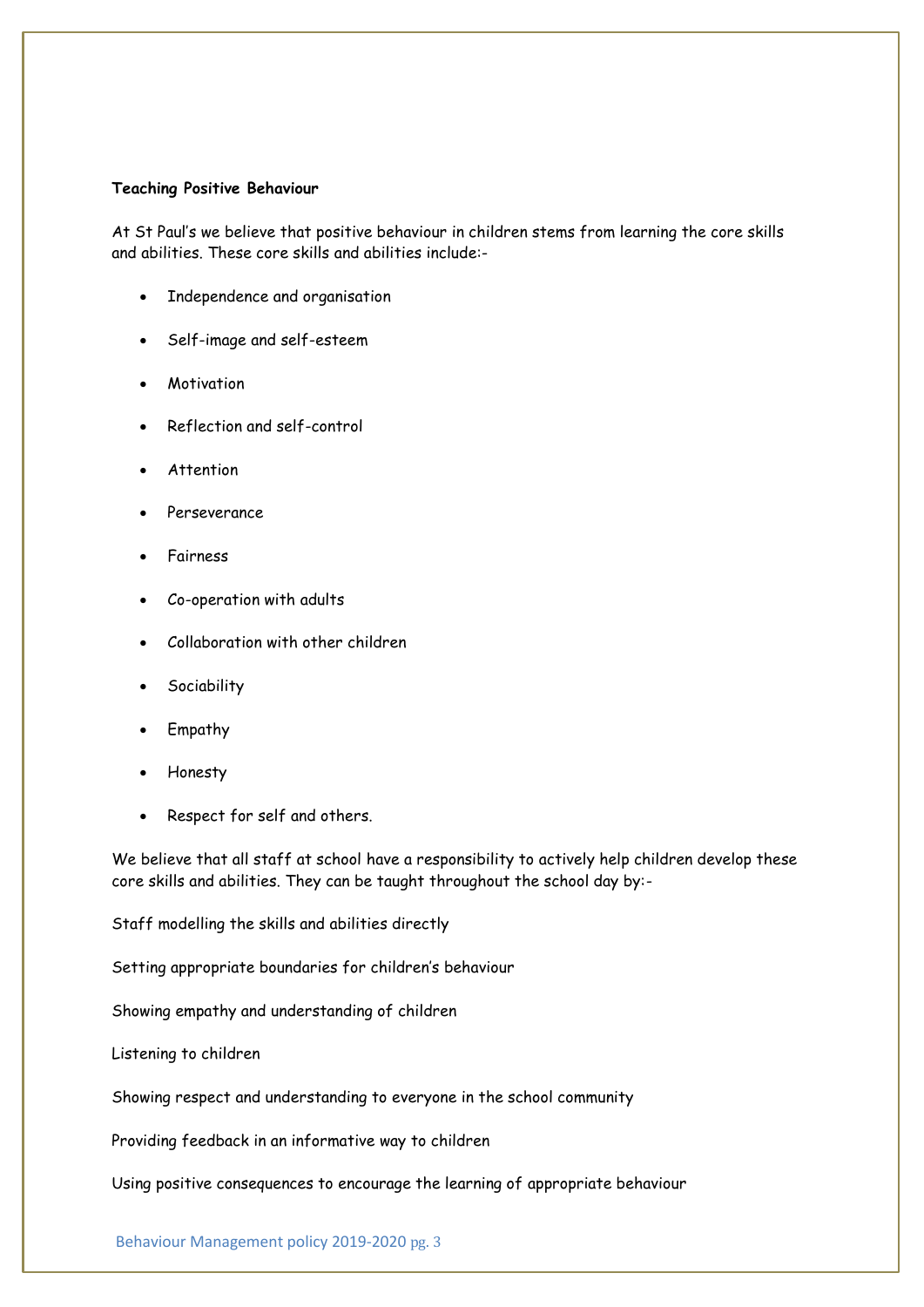**Teaching Positive Behaviour**

At St Paul's we believe that positive behaviour in children stems from learning the core skills and abilities. These core skills and abilities include:-

- Independence and organisation
- Self-image and self-esteem
- Motivation
- Reflection and self-control
- Attention
- Perseverance
- Fairness
- Co-operation with adults
- Collaboration with other children
- Sociability
- Empathy
- Honesty
- Respect for self and others.

We believe that all staff at school have a responsibility to actively help children develop these core skills and abilities. They can be taught throughout the school day by:-

Staff modelling the skills and abilities directly

Setting appropriate boundaries for children's behaviour

Showing empathy and understanding of children

Listening to children

Showing respect and understanding to everyone in the school community

Providing feedback in an informative way to children

Using positive consequences to encourage the learning of appropriate behaviour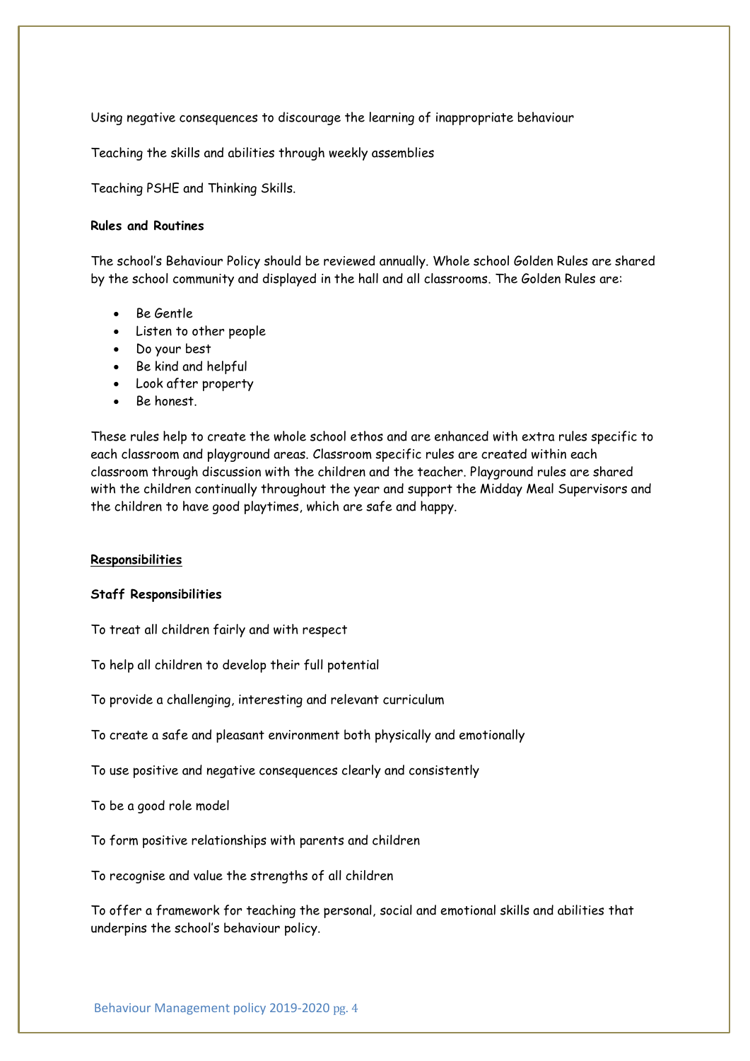Using negative consequences to discourage the learning of inappropriate behaviour

Teaching the skills and abilities through weekly assemblies

Teaching PSHE and Thinking Skills.

**Rules and Routines**

The school's Behaviour Policy should be reviewed annually. Whole school Golden Rules are shared by the school community and displayed in the hall and all classrooms. The Golden Rules are:

- Be Gentle
- Listen to other people
- Do your best
- Be kind and helpful
- Look after property
- Be honest.

These rules help to create the whole school ethos and are enhanced with extra rules specific to each classroom and playground areas. Classroom specific rules are created within each classroom through discussion with the children and the teacher. Playground rules are shared with the children continually throughout the year and support the Midday Meal Supervisors and the children to have good playtimes, which are safe and happy.

## Responsibilities

**Staff Responsibilities**

To treat all children fairly and with respect

To help all children to develop their full potential

To provide a challenging, interesting and relevant curriculum

To create a safe and pleasant environment both physically and emotionally

To use positive and negative consequences clearly and consistently

To be a good role model

To form positive relationships with parents and children

To recognise and value the strengths of all children

To offer a framework for teaching the personal, social and emotional skills and abilities that underpins the school's behaviour policy.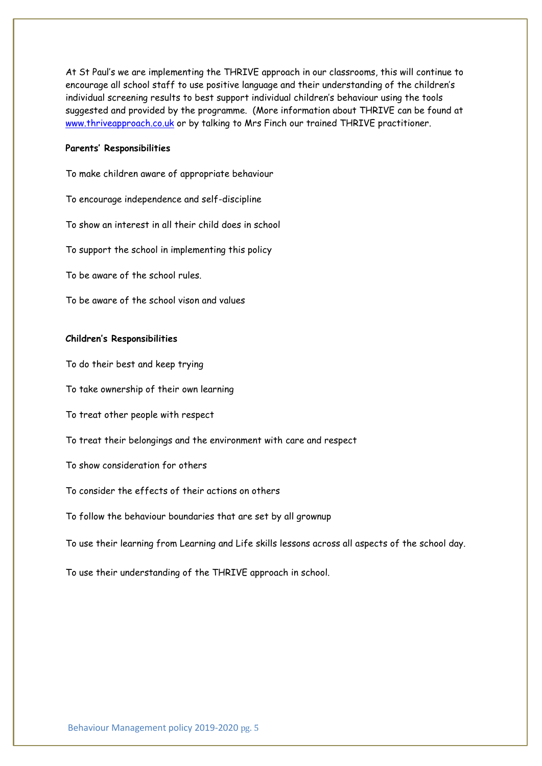At St Paul's we are implementing the THRIVE approach in our classrooms, this will continue to encourage all school staff to use positive language and their understanding of the children's individual screening results to best support individual children's behaviour using the tools suggested and provided by the programme.  (More information about THRIVE can be found at [www.thriveapproach.co.uk](http://www.thriveapproach.co.uk) or by talking to Mrs Finch our trained THRIVE practitioner.

**Parents' Responsibilities**

To make children aware of appropriate behaviour

To encourage independence and self-discipline

To show an interest in all their child does in school

To support the school in implementing this policy

To be aware of the school rules.

To be aware of the school vison and values

**Children's Responsibilities**

To do their best and keep trying

To take ownership of their own learning

To treat other people with respect

To treat their belongings and the environment with care and respect

To show consideration for others

To consider the effects of their actions on others

To follow the behaviour boundaries that are set by all grownup

To use their learning from Learning and Life skills lessons across all aspects of the school day.

To use their understanding of the THRIVE approach in school.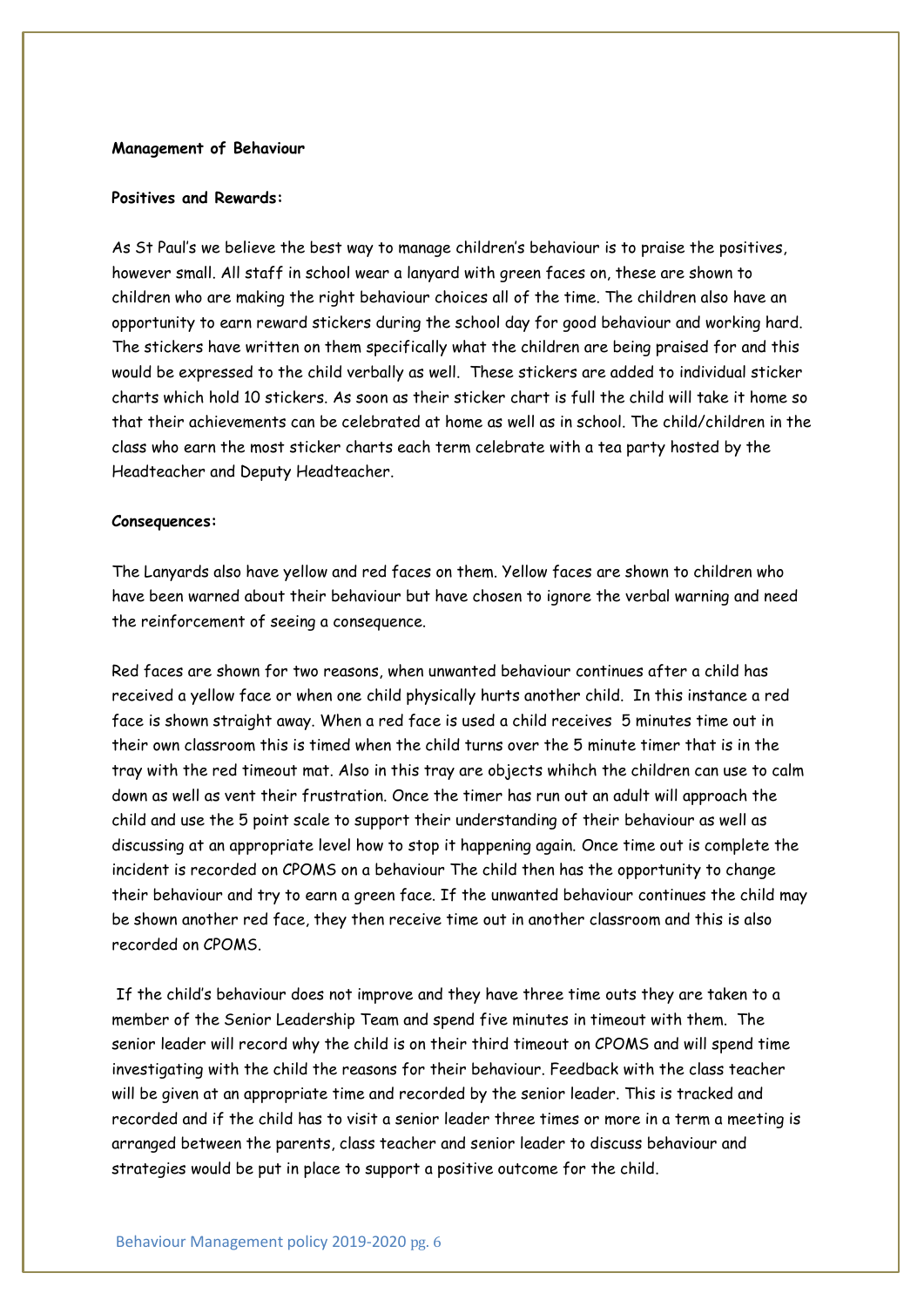**Management of Behaviour**

**Positives and Rewards:**

As St Paul's we believe the best way to manage children's behaviour is to praise the positives, however small. All staff in school wear a lanyard with green faces on, these are shown to children who are making the right behaviour choices all of the time. The children also have an opportunity to earn reward stickers during the school day for good behaviour and working hard. The stickers have written on them specifically what the children are being praised for and this would be expressed to the child verbally as well. These stickers are added to individual sticker charts which hold 10 stickers. As soon as their sticker chart is full the child will take it home so that their achievements can be celebrated at home as well as in school. The child/children in the class who earn the most sticker charts each term celebrate with a tea party hosted by the Headteacher and Deputy Headteacher.

**Consequences:**

The Lanyards also have yellow and red faces on them. Yellow faces are shown to children who have been warned about their behaviour but have chosen to ignore the verbal warning and need the reinforcement of seeing a consequence.

Red faces are shown for two reasons, when unwanted behaviour continues after a child has received a yellow face or when one child physically hurts another child. In this instance a red face is shown straight away. When a red face is used a child receives 5 minutes time out in their own classroom this is timed when the child turns over the 5 minute timer that is in the tray with the red timeout mat. Also in this tray are objects whihch the children can use to calm down as well as vent their frustration. Once the timer has run out an adult will approach the child and use the 5 point scale to support their understanding of their behaviour as well as discussing at an appropriate level how to stop it happening again. Once time out is complete the incident is recorded on CPOMS on a behaviour The child then has the opportunity to change their behaviour and try to earn a green face. If the unwanted behaviour continues the child may be shown another red face, they then receive time out in another classroom and this is also recorded on CPOMS.

If the child's behaviour does not improve and they have three time outs they are taken to a member of the Senior Leadership Team and spend five minutes in timeout with them. The senior leader will record why the child is on their third timeout on CPOMS and will spend time investigating with the child the reasons for their behaviour. Feedback with the class teacher will be given at an appropriate time and recorded by the senior leader. This is tracked and recorded and if the child has to visit a senior leader three times or more in a term a meeting is arranged between the parents, class teacher and senior leader to discuss behaviour and strategies would be put in place to support a positive outcome for the child.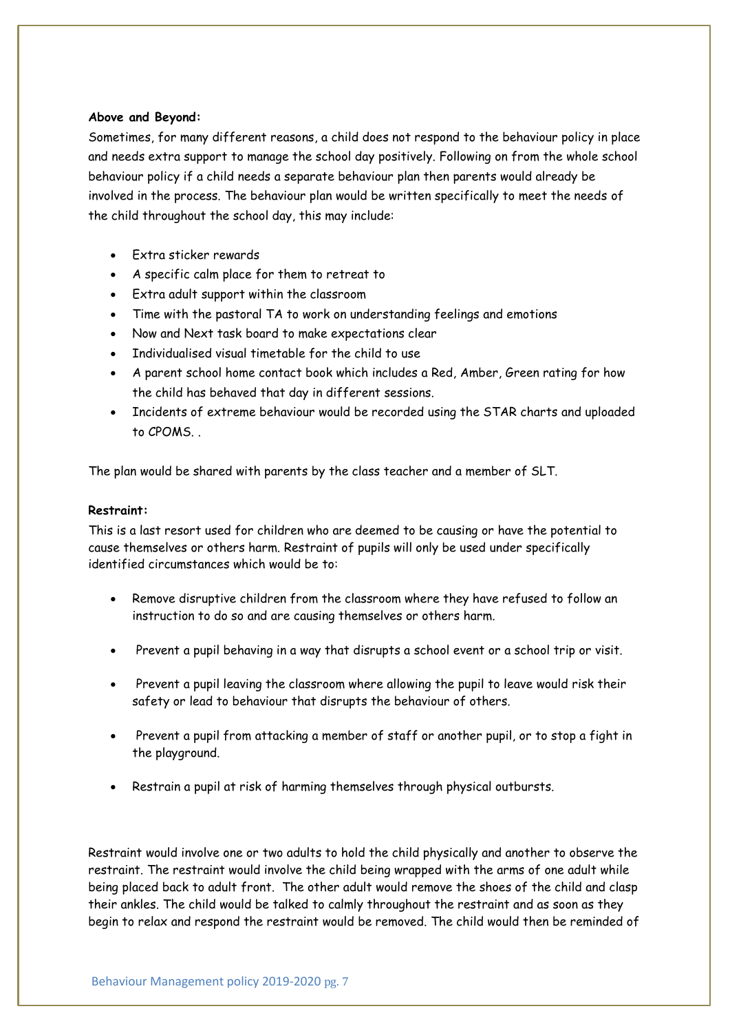**Above and Beyond:**

Sometimes, for many different reasons, a child does not respond to the behaviour policy in place and needs extra support to manage the school day positively. Following on from the whole school behaviour policy if a child needs a separate behaviour plan then parents would already be involved in the process. The behaviour plan would be written specifically to meet the needs of the child throughout the school day, this may include:

- Extra sticker rewards
- A specific calm place for them to retreat to
- Extra adult support within the classroom
- Time with the pastoral TA to work on understanding feelings and emotions
- Now and Next task board to make expectations clear
- Individualised visual timetable for the child to use
- A parent school home contact book which includes a Red, Amber, Green rating for how the child has behaved that day in different sessions.
- Incidents of extreme behaviour would be recorded using the STAR charts and uploaded to CPOMS. .

The plan would be shared with parents by the class teacher and a member of SLT.

**Restraint:**

This is a last resort used for children who are deemed to be causing or have the potential to cause themselves or others harm. Restraint of pupils will only be used under specifically identified circumstances which would be to:

- Remove disruptive children from the classroom where they have refused to follow an instruction to do so and are causing themselves or others harm.
- Prevent a pupil behaving in a way that disrupts a school event or a school trip or visit.
- Prevent a pupil leaving the classroom where allowing the pupil to leave would risk their safety or lead to behaviour that disrupts the behaviour of others.
- Prevent a pupil from attacking a member of staff or another pupil, or to stop a fight in the playground.
- Restrain a pupil at risk of harming themselves through physical outbursts.

Restraint would involve one or two adults to hold the child physically and another to observe the restraint. The restraint would involve the child being wrapped with the arms of one adult while being placed back to adult front. The other adult would remove the shoes of the child and clasp their ankles. The child would be talked to calmly throughout the restraint and as soon as they begin to relax and respond the restraint would be removed. The child would then be reminded of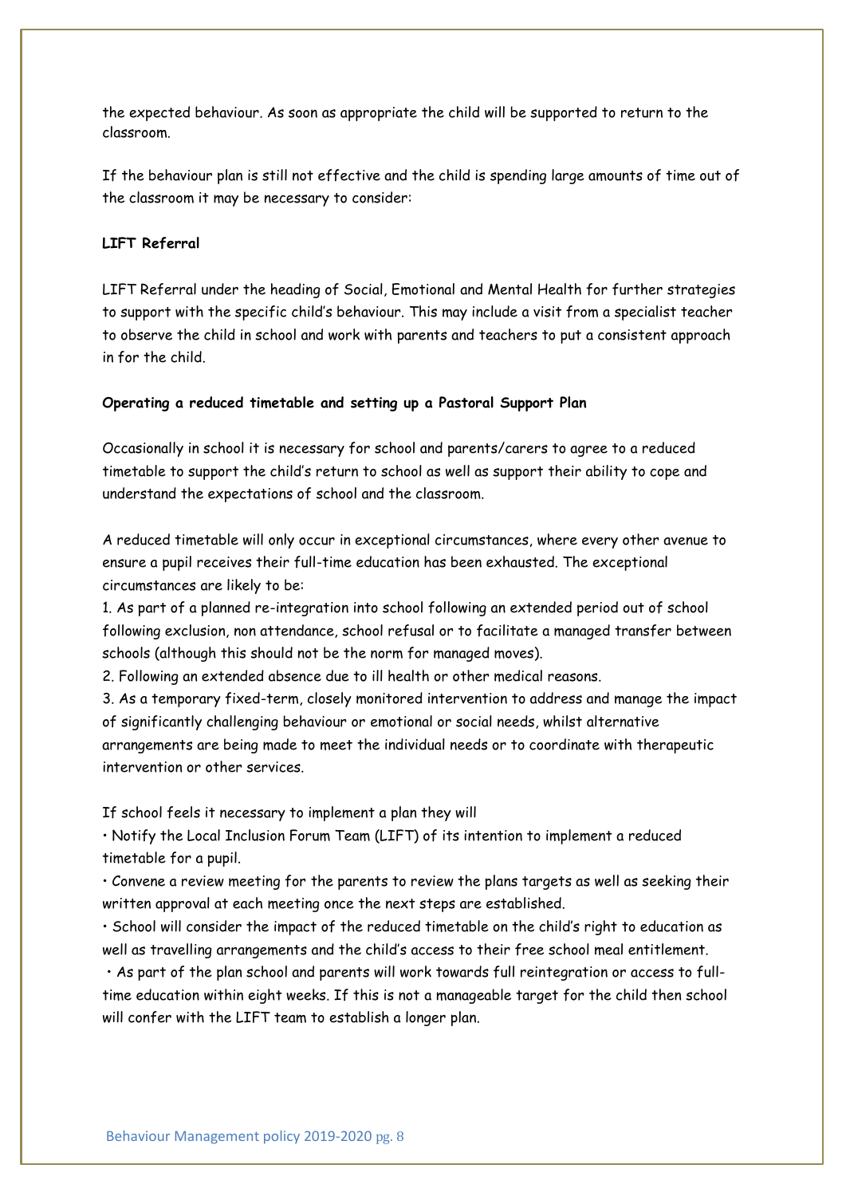the expected behaviour. As soon as appropriate the child will be supported to return to the classroom.

If the behaviour plan is still not effective and the child is spending large amounts of time out of the classroom it may be necessary to consider:

**LIFT Referral**

LIFT Referral under the heading of Social, Emotional and Mental Health for further strategies to support with the specific child's behaviour. This may include a visit from a specialist teacher to observe the child in school and work with parents and teachers to put a consistent approach in for the child.

**Operating a reduced timetable and setting up a Pastoral Support Plan**

Occasionally in school it is necessary for school and parents/carers to agree to a reduced timetable to support the child's return to school as well as support their ability to cope and understand the expectations of school and the classroom.

A reduced timetable will only occur in exceptional circumstances, where every other avenue to ensure a pupil receives their full-time education has been exhausted. The exceptional circumstances are likely to be:

1. As part of a planned re-integration into school following an extended period out of school following exclusion, non attendance, school refusal or to facilitate a managed transfer between schools (although this should not be the norm for managed moves).
2. Following an extended absence due to ill health or other medical reasons.
3. As a temporary fixed-term, closely monitored intervention to address and manage the impact of significantly challenging behaviour or emotional or social needs, whilst alternative arrangements are being made to meet the individual needs or to coordinate with therapeutic intervention or other services.

If school feels it necessary to implement a plan they will

- Notify the Local Inclusion Forum Team (LIFT) of its intention to implement a reduced timetable for a pupil.
- Convene a review meeting for the parents to review the plans targets as well as seeking their written approval at each meeting once the next steps are established.
- School will consider the impact of the reduced timetable on the child's right to education as well as travelling arrangements and the child's access to their free school meal entitlement.
- As part of the plan school and parents will work towards full reintegration or access to full-time education within eight weeks. If this is not a manageable target for the child then school will confer with the LIFT team to establish a longer plan.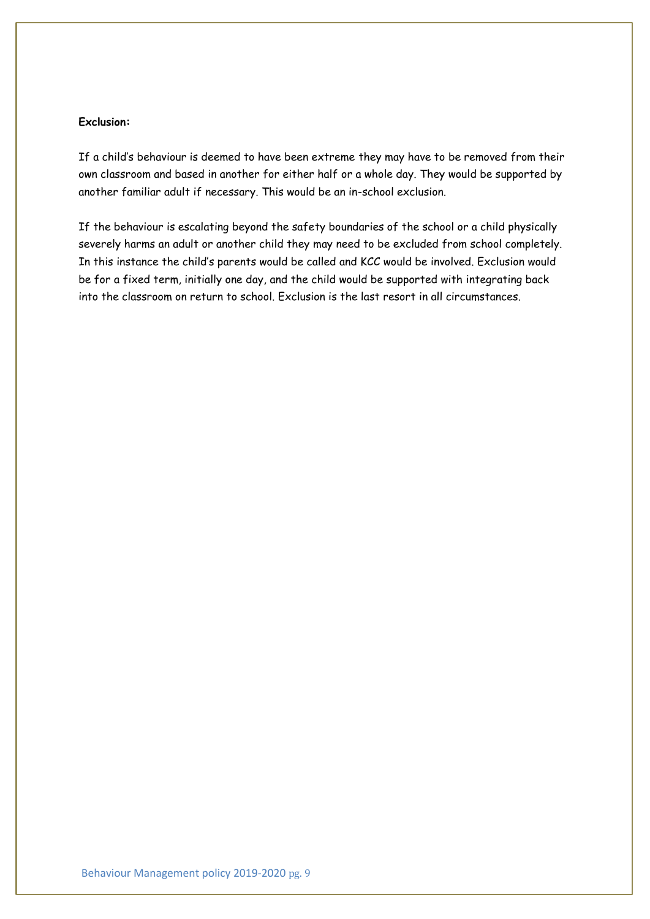**Exclusion:**

If a child's behaviour is deemed to have been extreme they may have to be removed from their own classroom and based in another for either half or a whole day. They would be supported by another familiar adult if necessary. This would be an in-school exclusion.

If the behaviour is escalating beyond the safety boundaries of the school or a child physically severely harms an adult or another child they may need to be excluded from school completely. In this instance the child's parents would be called and KCC would be involved. Exclusion would be for a fixed term, initially one day, and the child would be supported with integrating back into the classroom on return to school. Exclusion is the last resort in all circumstances.